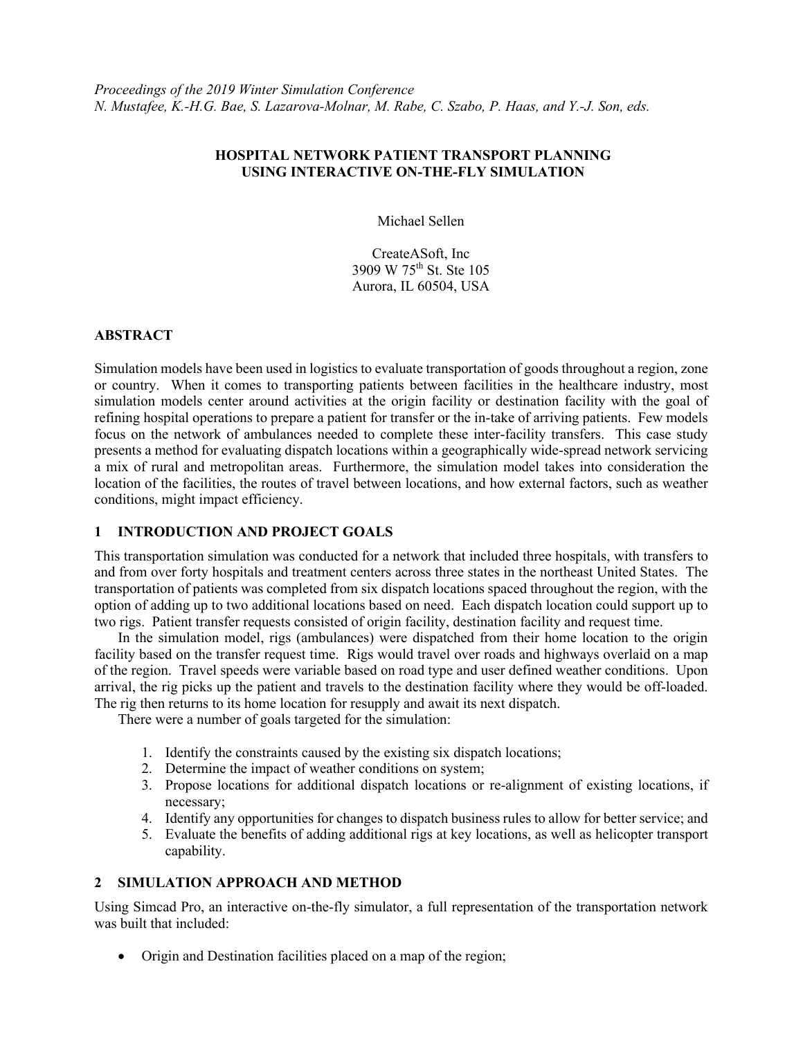*Proceedings of the 2019 Winter Simulation Conference*
*N. Mustafee, K.-H.G. Bae, S. Lazarova-Molnar, M. Rabe, C. Szabo, P. Haas, and Y.-J. Son, eds.*

# HOSPITAL NETWORK PATIENT TRANSPORT PLANNING USING INTERACTIVE ON-THE-FLY SIMULATION

Michael Sellen

CreateASoft, Inc
3909 W 75th St. Ste 105
Aurora, IL 60504, USA

## ABSTRACT

Simulation models have been used in logistics to evaluate transportation of goods throughout a region, zone or country. When it comes to transporting patients between facilities in the healthcare industry, most simulation models center around activities at the origin facility or destination facility with the goal of refining hospital operations to prepare a patient for transfer or the in-take of arriving patients. Few models focus on the network of ambulances needed to complete these inter-facility transfers. This case study presents a method for evaluating dispatch locations within a geographically wide-spread network servicing a mix of rural and metropolitan areas. Furthermore, the simulation model takes into consideration the location of the facilities, the routes of travel between locations, and how external factors, such as weather conditions, might impact efficiency.

## 1 INTRODUCTION AND PROJECT GOALS

This transportation simulation was conducted for a network that included three hospitals, with transfers to and from over forty hospitals and treatment centers across three states in the northeast United States. The transportation of patients was completed from six dispatch locations spaced throughout the region, with the option of adding up to two additional locations based on need. Each dispatch location could support up to two rigs. Patient transfer requests consisted of origin facility, destination facility and request time.

In the simulation model, rigs (ambulances) were dispatched from their home location to the origin facility based on the transfer request time. Rigs would travel over roads and highways overlaid on a map of the region. Travel speeds were variable based on road type and user defined weather conditions. Upon arrival, the rig picks up the patient and travels to the destination facility where they would be off-loaded. The rig then returns to its home location for resupply and await its next dispatch.

There were a number of goals targeted for the simulation:

1. Identify the constraints caused by the existing six dispatch locations;
2. Determine the impact of weather conditions on system;
3. Propose locations for additional dispatch locations or re-alignment of existing locations, if necessary;
4. Identify any opportunities for changes to dispatch business rules to allow for better service; and
5. Evaluate the benefits of adding additional rigs at key locations, as well as helicopter transport capability.

## 2 SIMULATION APPROACH AND METHOD

Using Simcad Pro, an interactive on-the-fly simulator, a full representation of the transportation network was built that included:

- Origin and Destination facilities placed on a map of the region;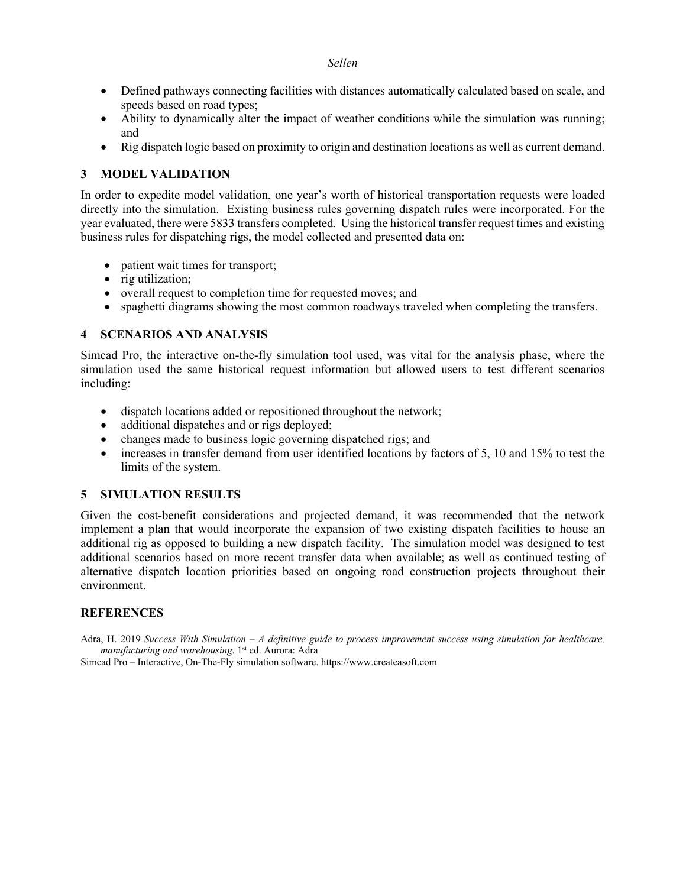- Defined pathways connecting facilities with distances automatically calculated based on scale, and speeds based on road types;
- Ability to dynamically alter the impact of weather conditions while the simulation was running; and
- Rig dispatch logic based on proximity to origin and destination locations as well as current demand.

## 3 MODEL VALIDATION

In order to expedite model validation, one year's worth of historical transportation requests were loaded directly into the simulation. Existing business rules governing dispatch rules were incorporated. For the year evaluated, there were 5833 transfers completed. Using the historical transfer request times and existing business rules for dispatching rigs, the model collected and presented data on:

- patient wait times for transport;
- rig utilization;
- overall request to completion time for requested moves; and
- spaghetti diagrams showing the most common roadways traveled when completing the transfers.

## 4 SCENARIOS AND ANALYSIS

Simcad Pro, the interactive on-the-fly simulation tool used, was vital for the analysis phase, where the simulation used the same historical request information but allowed users to test different scenarios including:

- dispatch locations added or repositioned throughout the network;
- additional dispatches and or rigs deployed;
- changes made to business logic governing dispatched rigs; and
- increases in transfer demand from user identified locations by factors of 5, 10 and 15% to test the limits of the system.

## 5 SIMULATION RESULTS

Given the cost-benefit considerations and projected demand, it was recommended that the network implement a plan that would incorporate the expansion of two existing dispatch facilities to house an additional rig as opposed to building a new dispatch facility. The simulation model was designed to test additional scenarios based on more recent transfer data when available; as well as continued testing of alternative dispatch location priorities based on ongoing road construction projects throughout their environment.

## REFERENCES

Adra, H. 2019 *Success With Simulation – A definitive guide to process improvement success using simulation for healthcare, manufacturing and warehousing*. 1st ed. Aurora: Adra

Simcad Pro – Interactive, On-The-Fly simulation software. https://www.createasoft.com